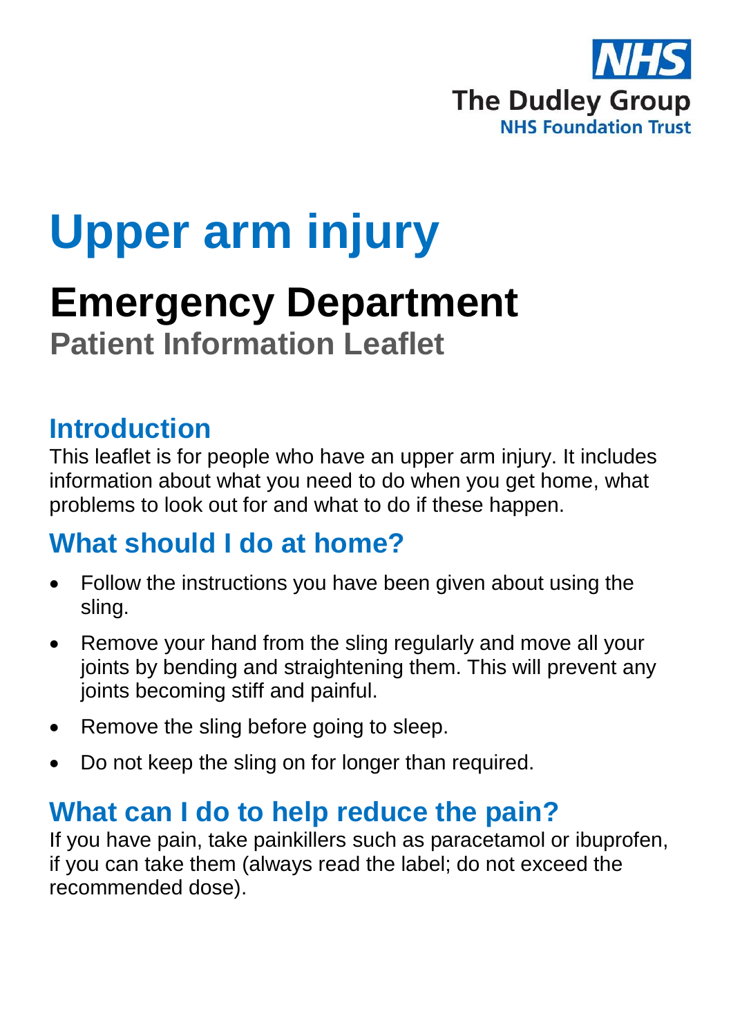NHS

The Dudley Group
NHS Foundation Trust

# Upper arm injury

## Emergency Department

**Patient Information Leaflet**

## Introduction

This leaflet is for people who have an upper arm injury. It includes information about what you need to do when you get home, what problems to look out for and what to do if these happen.

## What should I do at home?

- Follow the instructions you have been given about using the sling.
- Remove your hand from the sling regularly and move all your joints by bending and straightening them. This will prevent any joints becoming stiff and painful.
- Remove the sling before going to sleep.
- Do not keep the sling on for longer than required.

## What can I do to help reduce the pain?

If you have pain, take painkillers such as paracetamol or ibuprofen, if you can take them (always read the label; do not exceed the recommended dose).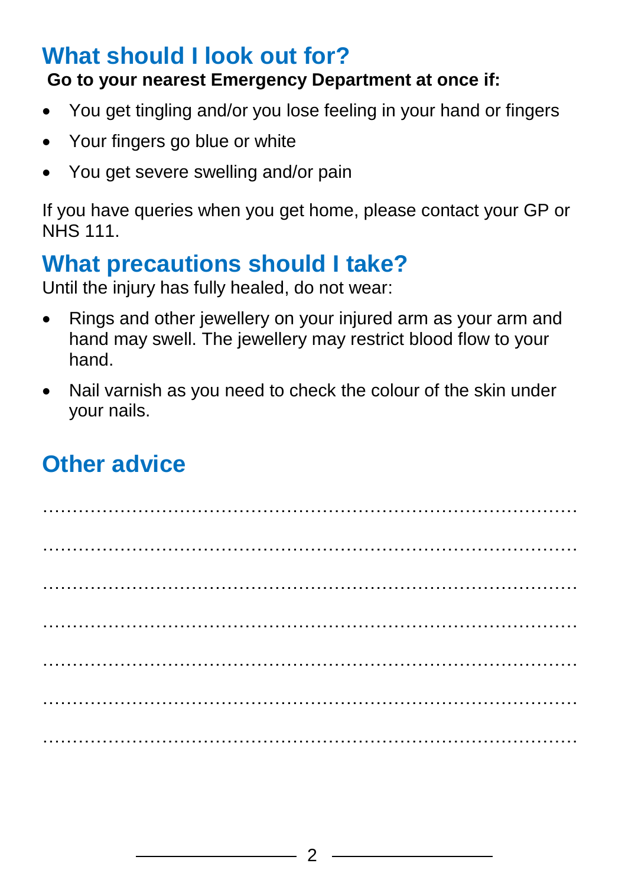## What should I look out for?

**Go to your nearest Emergency Department at once if:**

- You get tingling and/or you lose feeling in your hand or fingers
- Your fingers go blue or white
- You get severe swelling and/or pain

If you have queries when you get home, please contact your GP or NHS 111.

## What precautions should I take?

Until the injury has fully healed, do not wear:

- Rings and other jewellery on your injured arm as your arm and hand may swell. The jewellery may restrict blood flow to your hand.
- Nail varnish as you need to check the colour of the skin under your nails.

## Other advice

…………………………………………………………………………………

…………………………………………………………………………………

…………………………………………………………………………………

…………………………………………………………………………………

…………………………………………………………………………………

…………………………………………………………………………………

…………………………………………………………………………………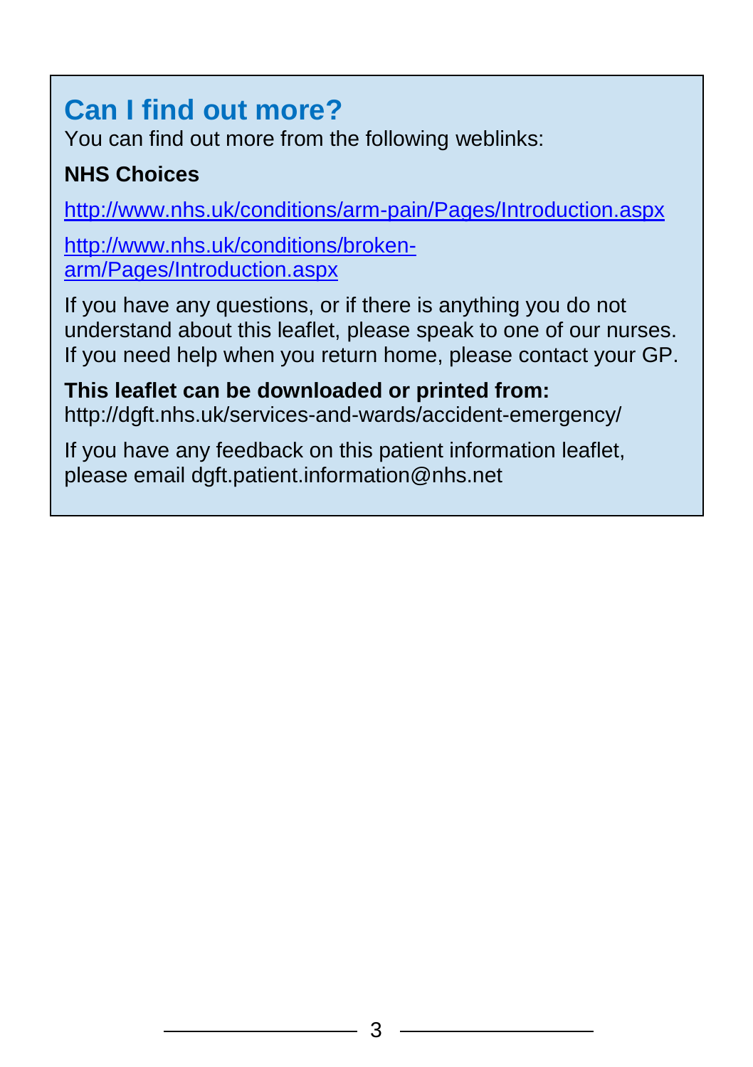## Can I find out more?

You can find out more from the following weblinks:

**NHS Choices**

http://www.nhs.uk/conditions/arm-pain/Pages/Introduction.aspx

http://www.nhs.uk/conditions/broken-arm/Pages/Introduction.aspx

If you have any questions, or if there is anything you do not understand about this leaflet, please speak to one of our nurses. If you need help when you return home, please contact your GP.

**This leaflet can be downloaded or printed from:**
http://dgft.nhs.uk/services-and-wards/accident-emergency/

If you have any feedback on this patient information leaflet, please email dgft.patient.information@nhs.net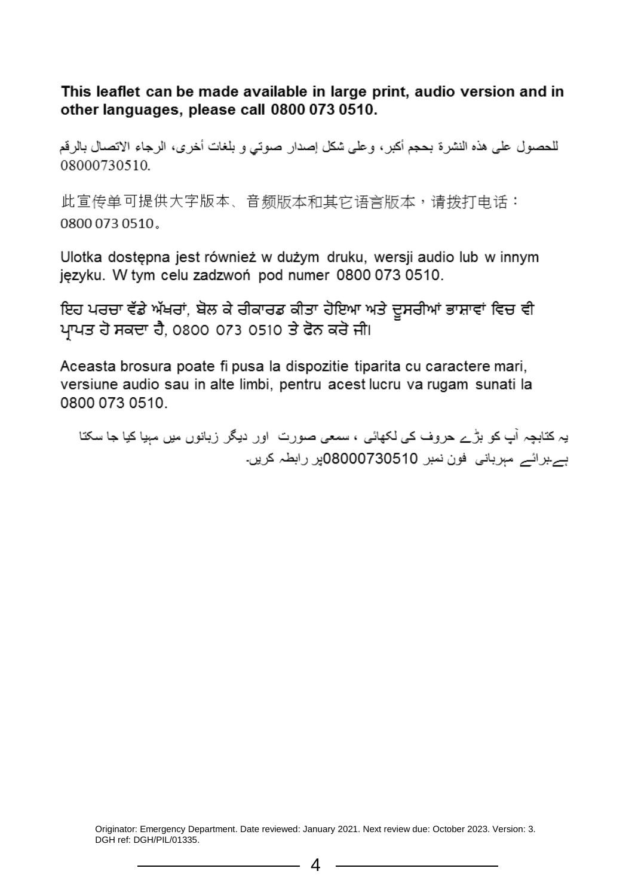**This leaflet can be made available in large print, audio version and in other languages, please call 0800 073 0510.**

للحصول على هذه النشرة بحجم أكبر، وعلى شكل إصدار صوتي و بلغات أخرى، الرجاء الاتصال بالرقم 08000730510.

此宣传单可提供大字版本、音频版本和其它语言版本，请拨打电话：0800 073 0510。

Ulotka dostępna jest również w dużym druku, wersji audio lub w innym języku. W tym celu zadzwoń pod numer 0800 073 0510.

ਇਹ ਪਰਚਾ ਵੱਡੇ ਅੱਖਰਾਂ, ਬੋਲ ਕੇ ਰੀਕਾਰਡ ਕੀਤਾ ਹੋਇਆ ਅਤੇ ਦੂਸਰੀਆਂ ਭਾਸ਼ਾਵਾਂ ਵਿਚ ਵੀ ਪ੍ਰਾਪਤ ਹੋ ਸਕਦਾ ਹੈ, 0800 073 0510 ਤੇ ਫੋਨ ਕਰੋ ਜੀ।

Aceasta brosura poate fi pusa la dispozitie tiparita cu caractere mari, versiune audio sau in alte limbi, pentru acest lucru va rugam sunati la 0800 073 0510.

یہ کتابچہ آپ کو بڑے حروف کی لکھائی ، سمعی صورت اور دیگر زبانوں میں مہیا کیا جا سکتا ہےبرائے مہربانی فون نمبر 08000730510پر رابطہ کریں۔

Originator: Emergency Department. Date reviewed: January 2021. Next review due: October 2023. Version: 3. DGH ref: DGH/PIL/01335.